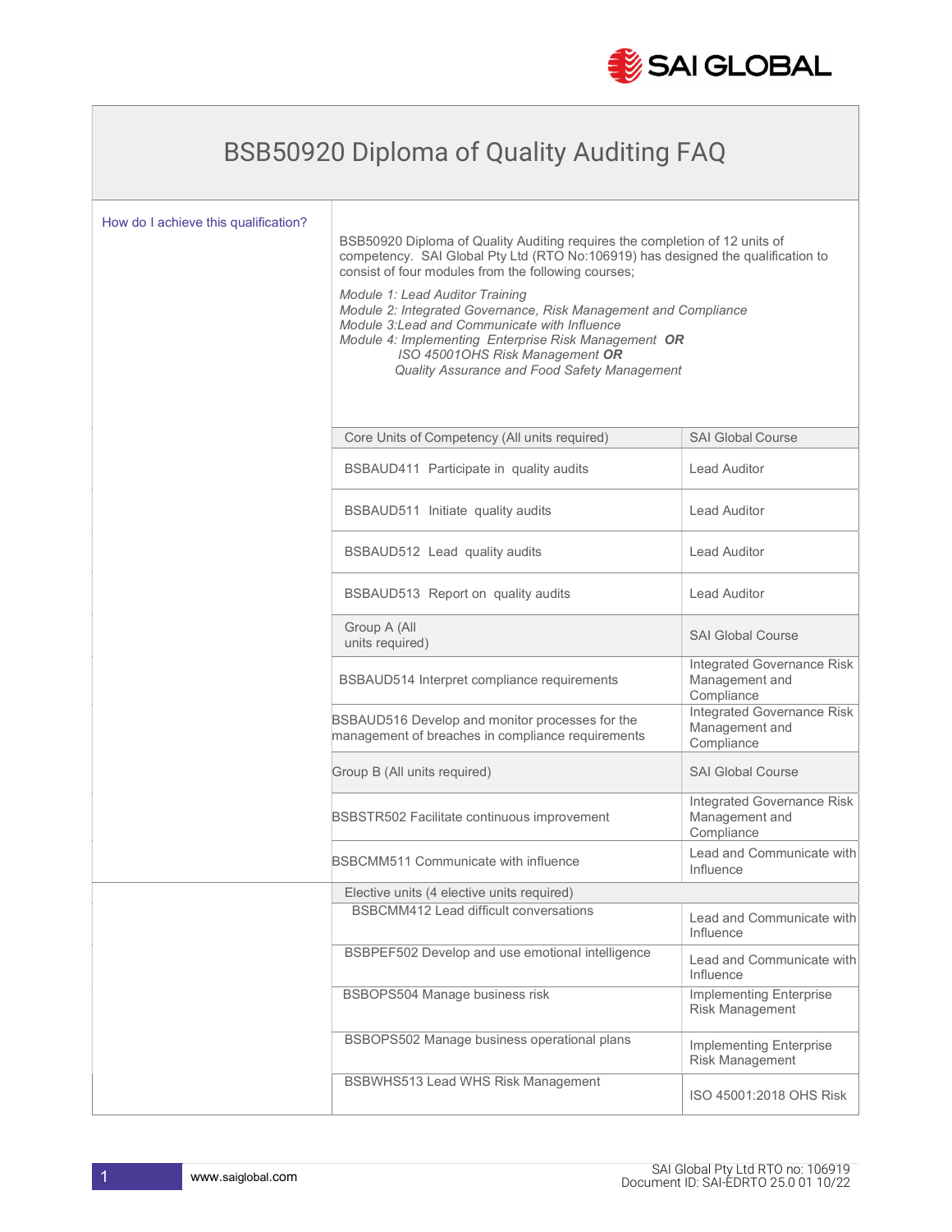# BSB50920 Diploma of Quality Auditing FAQ

## How do I achieve this qualification?

BSB50920 Diploma of Quality Auditing requires the completion of 12 units of competency. SAI Global Pty Ltd (RTO No:106919) has designed the qualification to consist of four modules from the following courses;

*Module 1: Lead Auditor Training*
*Module 2: Integrated Governance, Risk Management and Compliance*
*Module 3:Lead and Communicate with Influence*
*Module 4: Implementing Enterprise Risk Management* ***OR***
*ISO 45001OHS Risk Management* ***OR***
*Quality Assurance and Food Safety Management*

| Core Units of Competency (All units required) | SAI Global Course |
|---|---|
| BSBAUD411 Participate in quality audits | Lead Auditor |
| BSBAUD511 Initiate quality audits | Lead Auditor |
| BSBAUD512 Lead quality audits | Lead Auditor |
| BSBAUD513 Report on quality audits | Lead Auditor |
| **Group A (All units required)** | **SAI Global Course** |
| BSBAUD514 Interpret compliance requirements | Integrated Governance Risk Management and Compliance |
| BSBAUD516 Develop and monitor processes for the management of breaches in compliance requirements | Integrated Governance Risk Management and Compliance |
| **Group B (All units required)** | **SAI Global Course** |
| BSBSTR502 Facilitate continuous improvement | Integrated Governance Risk Management and Compliance |
| BSBCMM511 Communicate with influence | Lead and Communicate with Influence |
| **Elective units (4 elective units required)** | |
| BSBCMM412 Lead difficult conversations | Lead and Communicate with Influence |
| BSBPEF502 Develop and use emotional intelligence | Lead and Communicate with Influence |
| BSBOPS504 Manage business risk | Implementing Enterprise Risk Management |
| BSBOPS502 Manage business operational plans | Implementing Enterprise Risk Management |
| BSBWHS513 Lead WHS Risk Management | ISO 45001:2018 OHS Risk |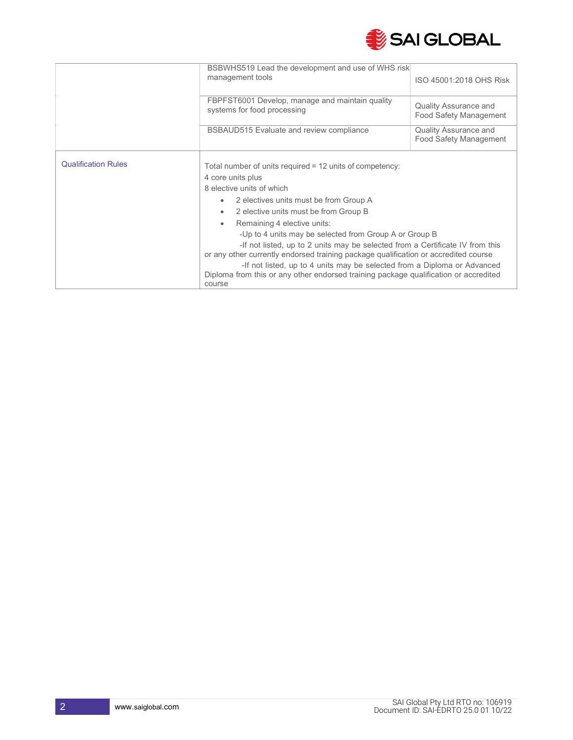| | | |
|---|---|---|
| | BSBWHS519 Lead the development and use of WHS risk management tools | ISO 45001:2018 OHS Risk |
| | FBPFST6001 Develop, manage and maintain quality systems for food processing | Quality Assurance and Food Safety Management |
| | BSBAUD515 Evaluate and review compliance | Quality Assurance and Food Safety Management |
| Qualification Rules | Total number of units required = 12 units of competency:<br>4 core units plus<br>8 elective units of which<br>• 2 electives units must be from Group A<br>• 2 elective units must be from Group B<br>• Remaining 4 elective units:<br>-Up to 4 units may be selected from Group A or Group B<br>-If not listed, up to 2 units may be selected from a Certificate IV from this or any other currently endorsed training package qualification or accredited course<br>-If not listed, up to 4 units may be selected from a Diploma or Advanced Diploma from this or any other endorsed training package qualification or accredited course | |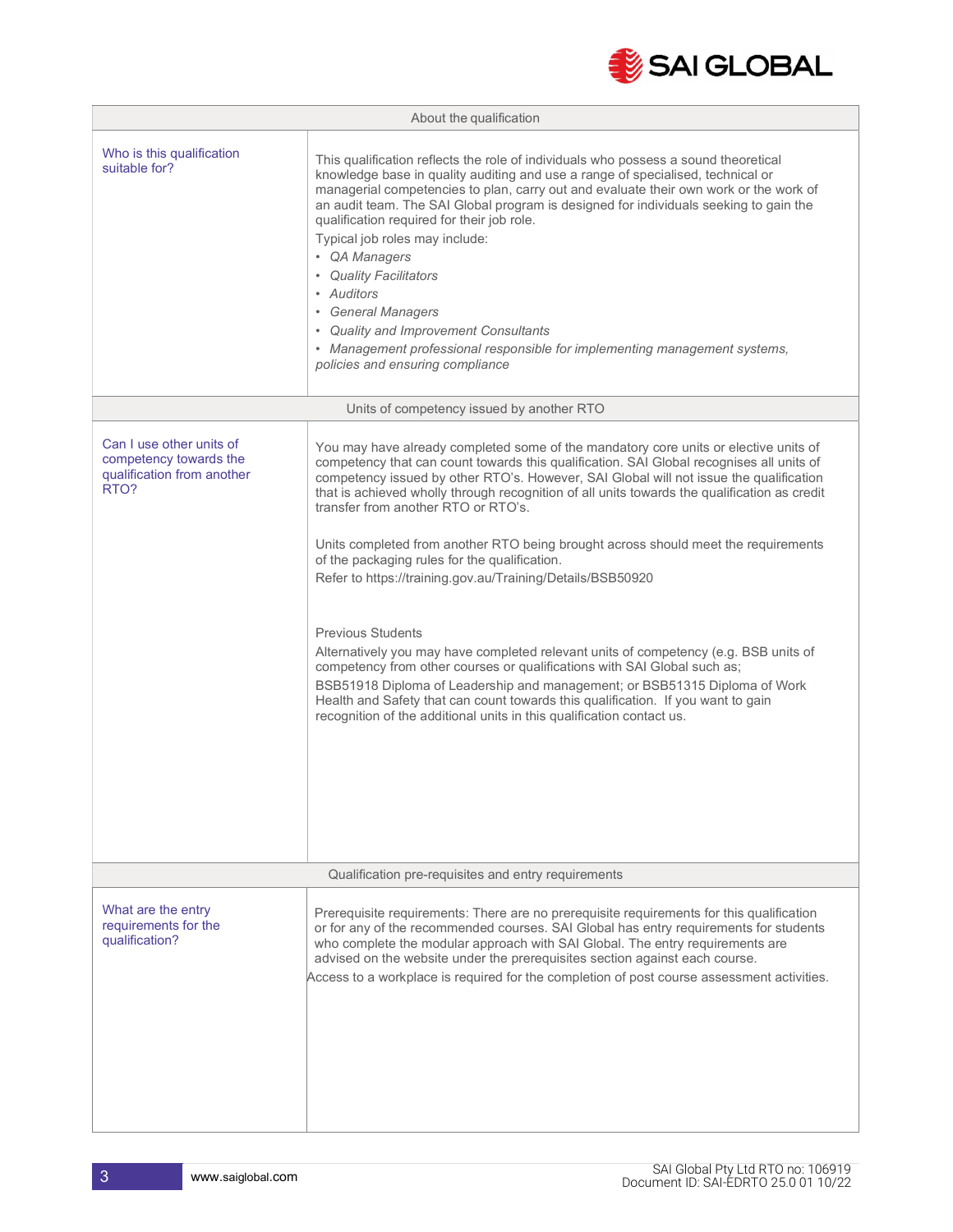| About the qualification | |
|---|---|
| Who is this qualification suitable for? | This qualification reflects the role of individuals who possess a sound theoretical knowledge base in quality auditing and use a range of specialised, technical or managerial competencies to plan, carry out and evaluate their own work or the work of an audit team. The SAI Global program is designed for individuals seeking to gain the qualification required for their job role.<br>Typical job roles may include:<br>• *QA Managers*<br>• *Quality Facilitators*<br>• *Auditors*<br>• *General Managers*<br>• *Quality and Improvement Consultants*<br>• *Management professional responsible for implementing management systems, policies and ensuring compliance* |

| Units of competency issued by another RTO | |
|---|---|
| Can I use other units of competency towards the qualification from another RTO? | You may have already completed some of the mandatory core units or elective units of competency that can count towards this qualification. SAI Global recognises all units of competency issued by other RTO's. However, SAI Global will not issue the qualification that is achieved wholly through recognition of all units towards the qualification as credit transfer from another RTO or RTO's.<br><br>Units completed from another RTO being brought across should meet the requirements of the packaging rules for the qualification.<br>Refer to https://training.gov.au/Training/Details/BSB50920<br><br>Previous Students<br>Alternatively you may have completed relevant units of competency (e.g. BSB units of competency from other courses or qualifications with SAI Global such as;<br>BSB51918 Diploma of Leadership and management; or BSB51315 Diploma of Work Health and Safety that can count towards this qualification. If you want to gain recognition of the additional units in this qualification contact us. |

| Qualification pre-requisites and entry requirements | |
|---|---|
| What are the entry requirements for the qualification? | Prerequisite requirements: There are no prerequisite requirements for this qualification or for any of the recommended courses. SAI Global has entry requirements for students who complete the modular approach with SAI Global. The entry requirements are advised on the website under the prerequisites section against each course.<br>Access to a workplace is required for the completion of post course assessment activities. |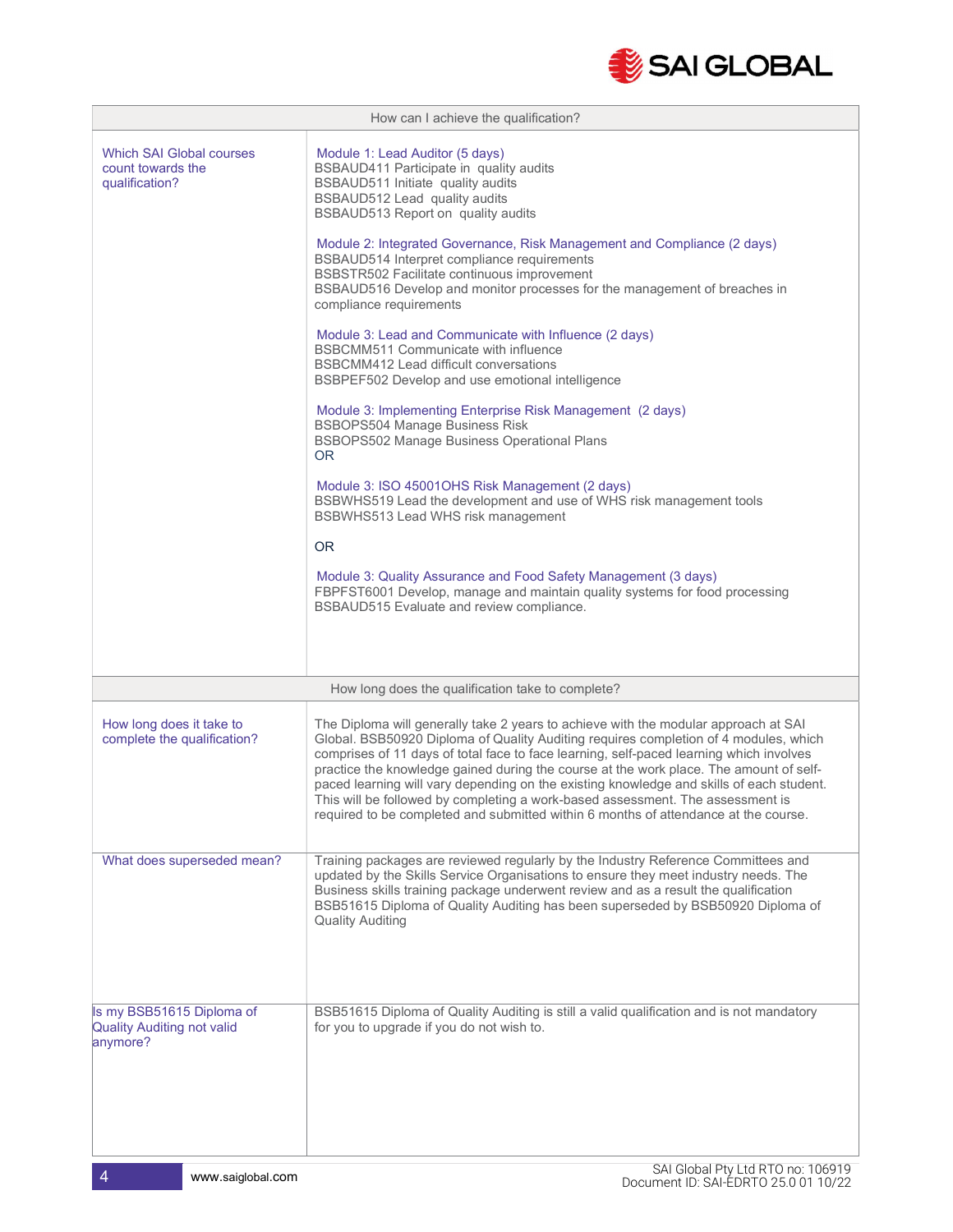| How can I achieve the qualification? | |
|---|---|
| Which SAI Global courses count towards the qualification? | Module 1: Lead Auditor (5 days)<br>BSBAUD411 Participate in quality audits<br>BSBAUD511 Initiate quality audits<br>BSBAUD512 Lead quality audits<br>BSBAUD513 Report on quality audits<br><br>Module 2: Integrated Governance, Risk Management and Compliance (2 days)<br>BSBAUD514 Interpret compliance requirements<br>BSBSTR502 Facilitate continuous improvement<br>BSBAUD516 Develop and monitor processes for the management of breaches in compliance requirements<br><br>Module 3: Lead and Communicate with Influence (2 days)<br>BSBCMM511 Communicate with influence<br>BSBCMM412 Lead difficult conversations<br>BSBPEF502 Develop and use emotional intelligence<br><br>Module 3: Implementing Enterprise Risk Management (2 days)<br>BSBOPS504 Manage Business Risk<br>BSBOPS502 Manage Business Operational Plans<br>OR<br><br>Module 3: ISO 45001OHS Risk Management (2 days)<br>BSBWHS519 Lead the development and use of WHS risk management tools<br>BSBWHS513 Lead WHS risk management<br><br>OR<br><br>Module 3: Quality Assurance and Food Safety Management (3 days)<br>FBPFST6001 Develop, manage and maintain quality systems for food processing<br>BSBAUD515 Evaluate and review compliance. |

| How long does the qualification take to complete? | |
|---|---|
| How long does it take to complete the qualification? | The Diploma will generally take 2 years to achieve with the modular approach at SAI Global. BSB50920 Diploma of Quality Auditing requires completion of 4 modules, which comprises of 11 days of total face to face learning, self-paced learning which involves practice the knowledge gained during the course at the work place. The amount of self-paced learning will vary depending on the existing knowledge and skills of each student. This will be followed by completing a work-based assessment. The assessment is required to be completed and submitted within 6 months of attendance at the course. |
| What does superseded mean? | Training packages are reviewed regularly by the Industry Reference Committees and updated by the Skills Service Organisations to ensure they meet industry needs. The Business skills training package underwent review and as a result the qualification BSB51615 Diploma of Quality Auditing has been superseded by BSB50920 Diploma of Quality Auditing |
| Is my BSB51615 Diploma of Quality Auditing not valid anymore? | BSB51615 Diploma of Quality Auditing is still a valid qualification and is not mandatory for you to upgrade if you do not wish to. |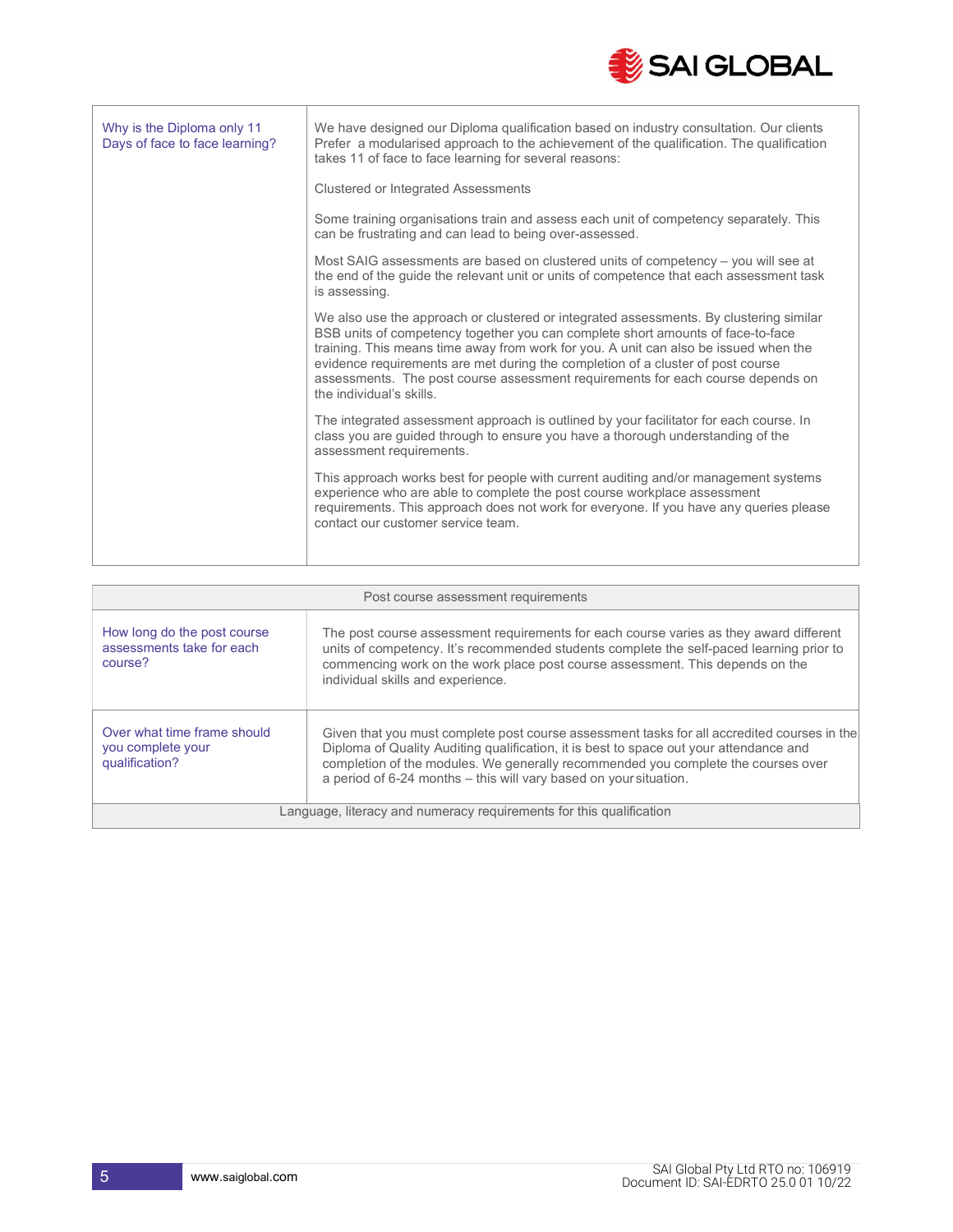| | |
|---|---|
| Why is the Diploma only 11 Days of face to face learning? | We have designed our Diploma qualification based on industry consultation. Our clients Prefer a modularised approach to the achievement of the qualification. The qualification takes 11 of face to face learning for several reasons:<br><br>Clustered or Integrated Assessments<br><br>Some training organisations train and assess each unit of competency separately. This can be frustrating and can lead to being over-assessed.<br><br>Most SAIG assessments are based on clustered units of competency – you will see at the end of the guide the relevant unit or units of competence that each assessment task is assessing.<br><br>We also use the approach or clustered or integrated assessments. By clustering similar BSB units of competency together you can complete short amounts of face-to-face training. This means time away from work for you. A unit can also be issued when the evidence requirements are met during the completion of a cluster of post course assessments. The post course assessment requirements for each course depends on the individual's skills.<br><br>The integrated assessment approach is outlined by your facilitator for each course. In class you are guided through to ensure you have a thorough understanding of the assessment requirements.<br><br>This approach works best for people with current auditing and/or management systems experience who are able to complete the post course workplace assessment requirements. This approach does not work for everyone. If you have any queries please contact our customer service team. |

| Post course assessment requirements | |
|---|---|
| How long do the post course assessments take for each course? | The post course assessment requirements for each course varies as they award different units of competency. It's recommended students complete the self-paced learning prior to commencing work on the work place post course assessment. This depends on the individual skills and experience. |
| Over what time frame should you complete your qualification? | Given that you must complete post course assessment tasks for all accredited courses in the Diploma of Quality Auditing qualification, it is best to space out your attendance and completion of the modules. We generally recommended you complete the courses over a period of 6-24 months – this will vary based on your situation. |
| Language, literacy and numeracy requirements for this qualification | |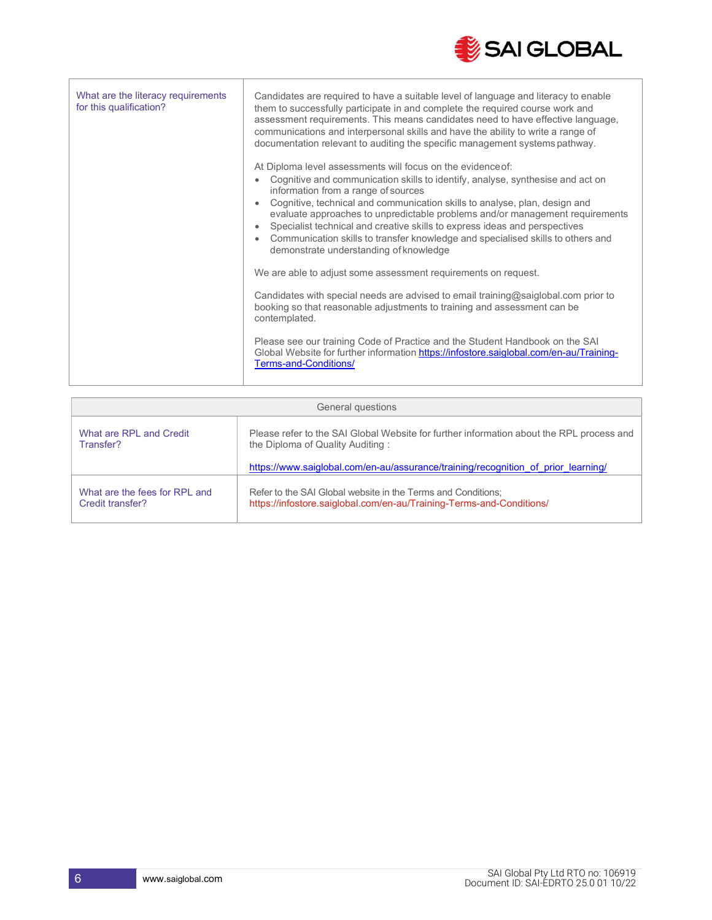| | |
|---|---|
| What are the literacy requirements for this qualification? | Candidates are required to have a suitable level of language and literacy to enable them to successfully participate in and complete the required course work and assessment requirements. This means candidates need to have effective language, communications and interpersonal skills and have the ability to write a range of documentation relevant to auditing the specific management systems pathway.<br><br>At Diploma level assessments will focus on the evidence of:<br>• Cognitive and communication skills to identify, analyse, synthesise and act on information from a range of sources<br>• Cognitive, technical and communication skills to analyse, plan, design and evaluate approaches to unpredictable problems and/or management requirements<br>• Specialist technical and creative skills to express ideas and perspectives<br>• Communication skills to transfer knowledge and specialised skills to others and demonstrate understanding of knowledge<br><br>We are able to adjust some assessment requirements on request.<br><br>Candidates with special needs are advised to email training@saiglobal.com prior to booking so that reasonable adjustments to training and assessment can be contemplated.<br><br>Please see our training Code of Practice and the Student Handbook on the SAI Global Website for further information https://infostore.saiglobal.com/en-au/Training-Terms-and-Conditions/ |

| General questions | |
|---|---|
| What are RPL and Credit Transfer? | Please refer to the SAI Global Website for further information about the RPL process and the Diploma of Quality Auditing :<br><br>https://www.saiglobal.com/en-au/assurance/training/recognition_of_prior_learning/ |
| What are the fees for RPL and Credit transfer? | Refer to the SAI Global website in the Terms and Conditions;<br>https://infostore.saiglobal.com/en-au/Training-Terms-and-Conditions/ |